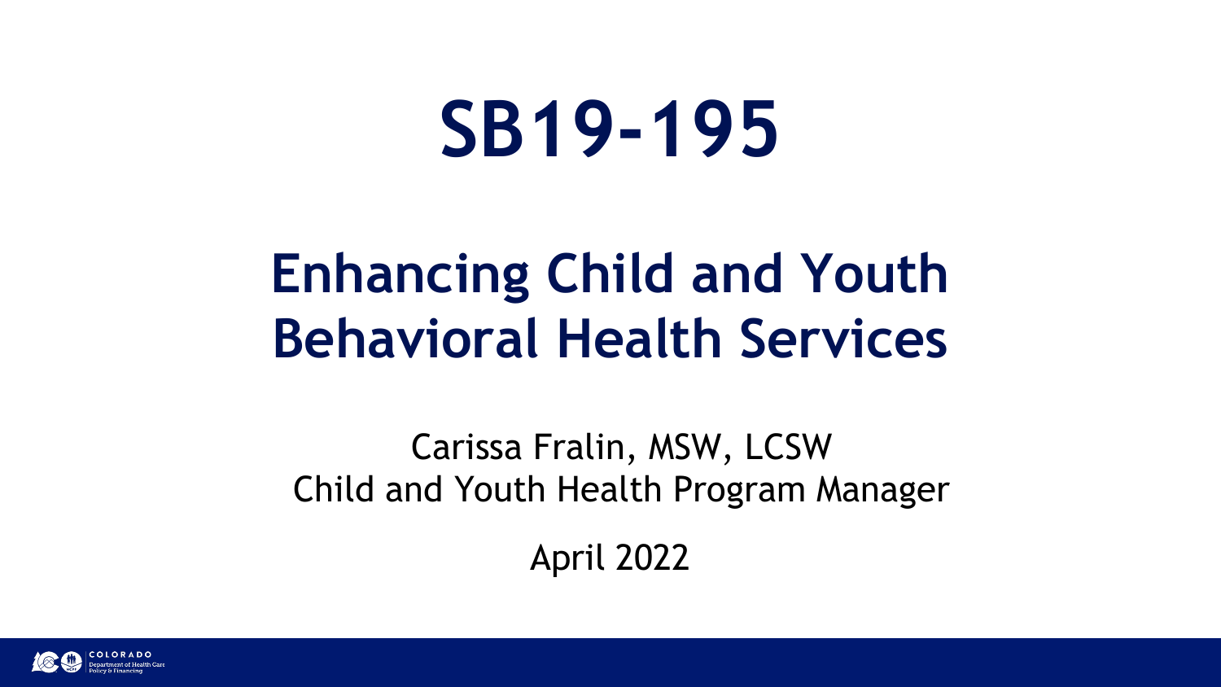# SB19-195

## Enhancing Child and Youth Behavioral Health Services

Carissa Fralin, MSW, LCSW
Child and Youth Health Program Manager

April 2022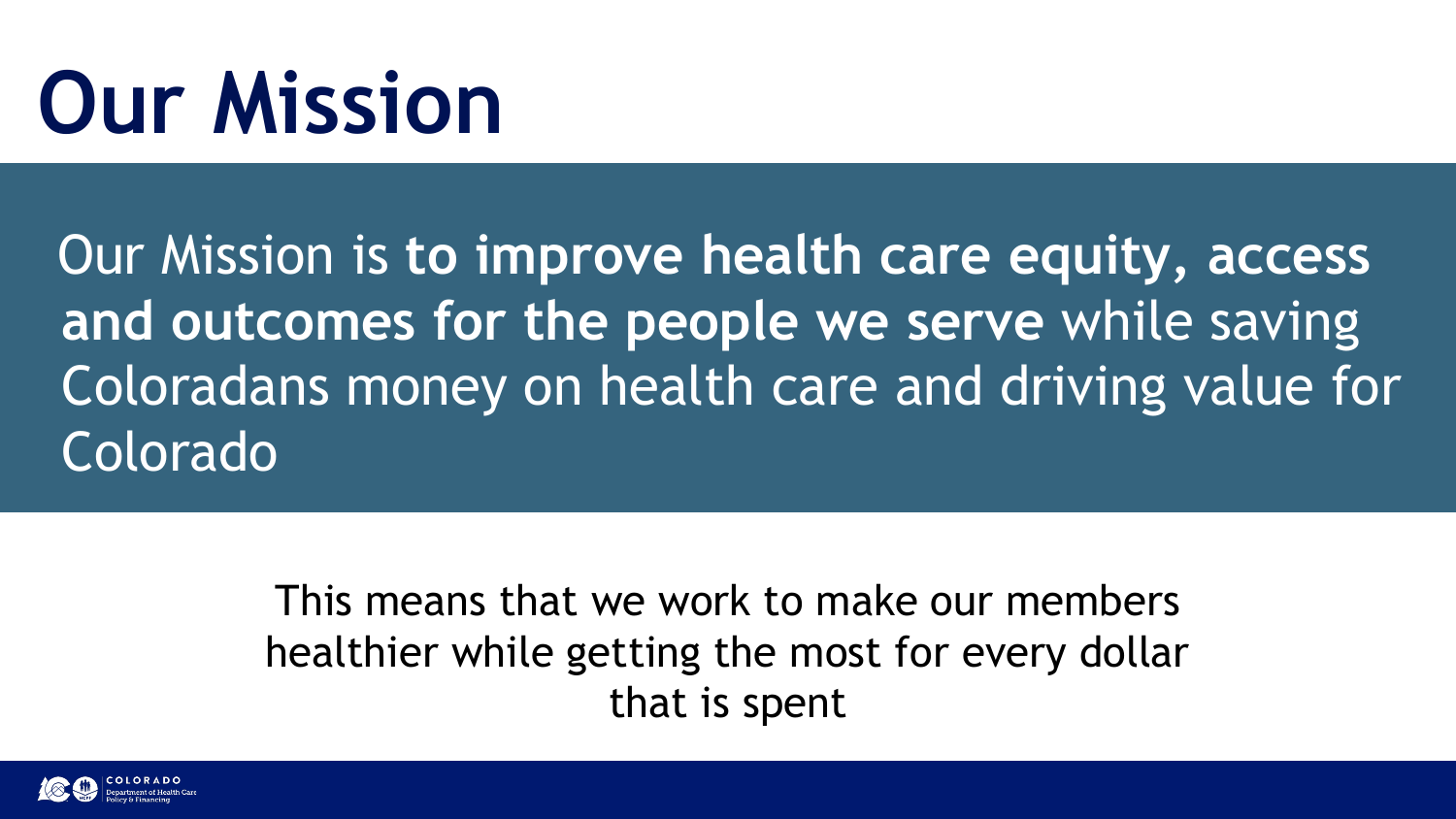# Our Mission

Our Mission is **to improve health care equity, access and outcomes for the people we serve** while saving Coloradans money on health care and driving value for Colorado

This means that we work to make our members healthier while getting the most for every dollar that is spent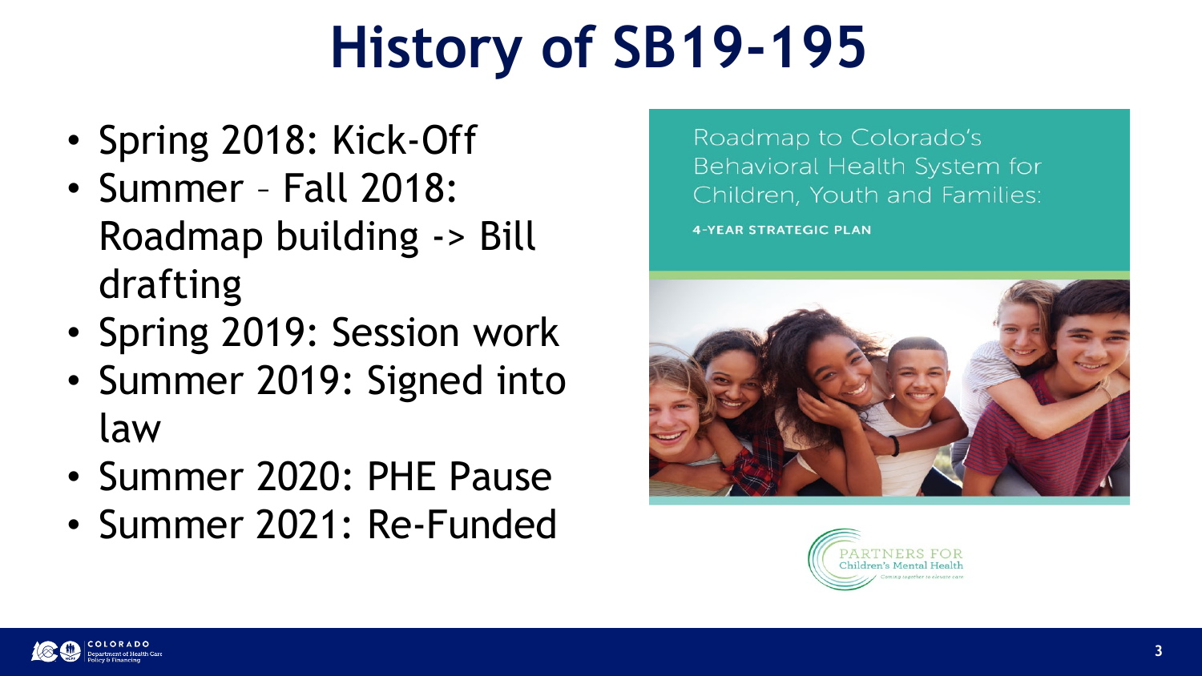# History of SB19-195

- Spring 2018: Kick-Off
- Summer – Fall 2018: Roadmap building -> Bill drafting
- Spring 2019: Session work
- Summer 2019: Signed into law
- Summer 2020: PHE Pause
- Summer 2021: Re-Funded

Roadmap to Colorado's Behavioral Health System for Children, Youth and Families:

**4-YEAR STRATEGIC PLAN**

PARTNERS FOR Children's Mental Health

*Coming together to elevate care*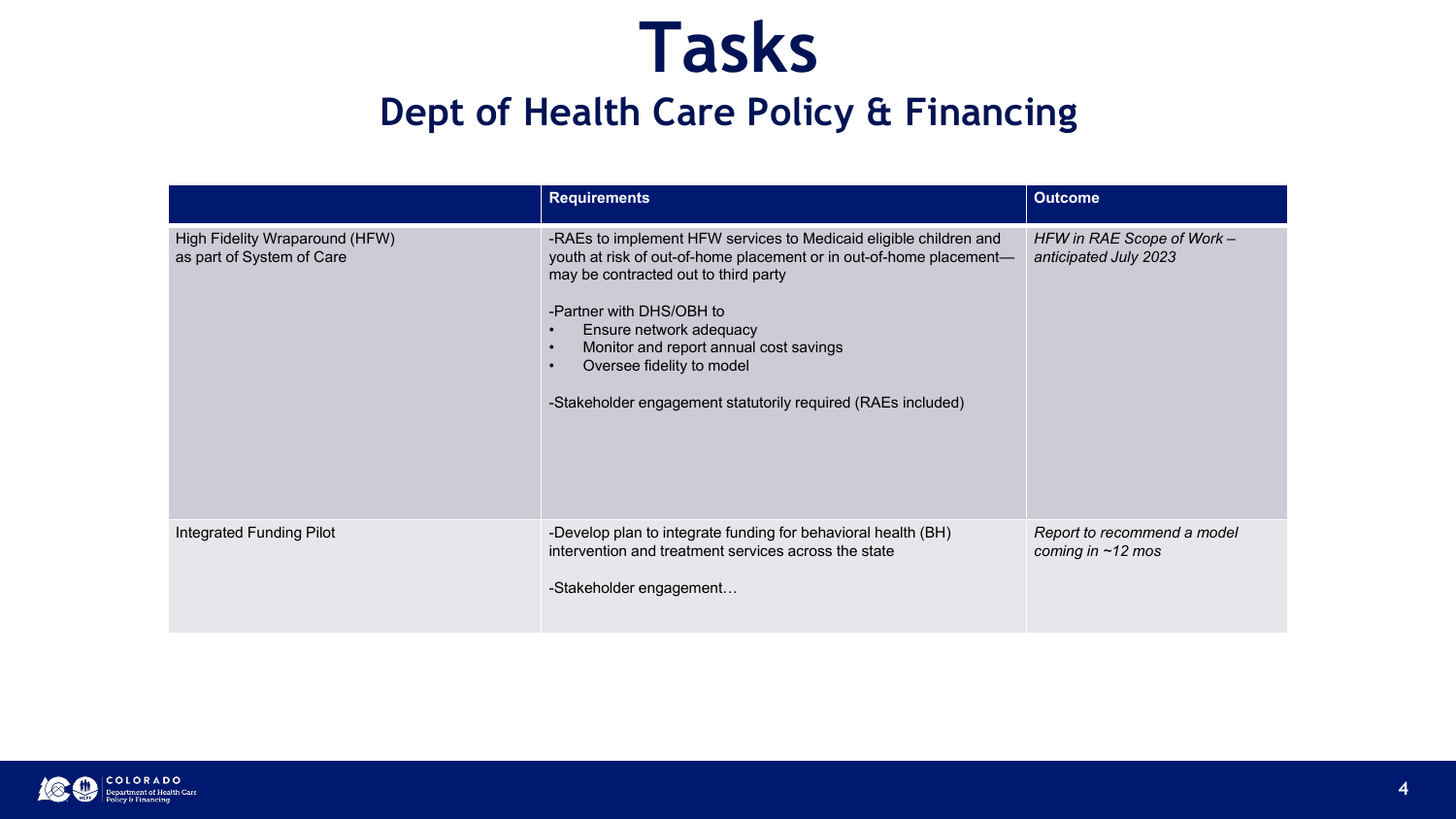# Tasks

## Dept of Health Care Policy & Financing

| | Requirements | Outcome |
|---|---|---|
| High Fidelity Wraparound (HFW) as part of System of Care | -RAEs to implement HFW services to Medicaid eligible children and youth at risk of out-of-home placement or in out-of-home placement—may be contracted out to third party<br><br>-Partner with DHS/OBH to<br>• Ensure network adequacy<br>• Monitor and report annual cost savings<br>• Oversee fidelity to model<br><br>-Stakeholder engagement statutorily required (RAEs included) | *HFW in RAE Scope of Work – anticipated July 2023* |
| Integrated Funding Pilot | -Develop plan to integrate funding for behavioral health (BH) intervention and treatment services across the state<br><br>-Stakeholder engagement… | *Report to recommend a model coming in ~12 mos* |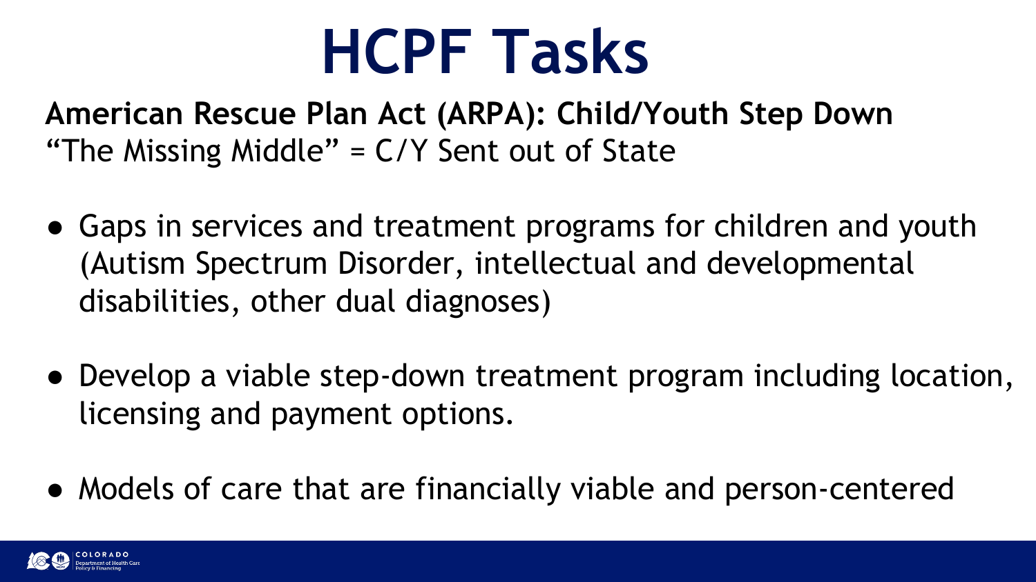# HCPF Tasks

**American Rescue Plan Act (ARPA): Child/Youth Step Down**
"The Missing Middle" = C/Y Sent out of State

- Gaps in services and treatment programs for children and youth (Autism Spectrum Disorder, intellectual and developmental disabilities, other dual diagnoses)
- Develop a viable step-down treatment program including location, licensing and payment options.
- Models of care that are financially viable and person-centered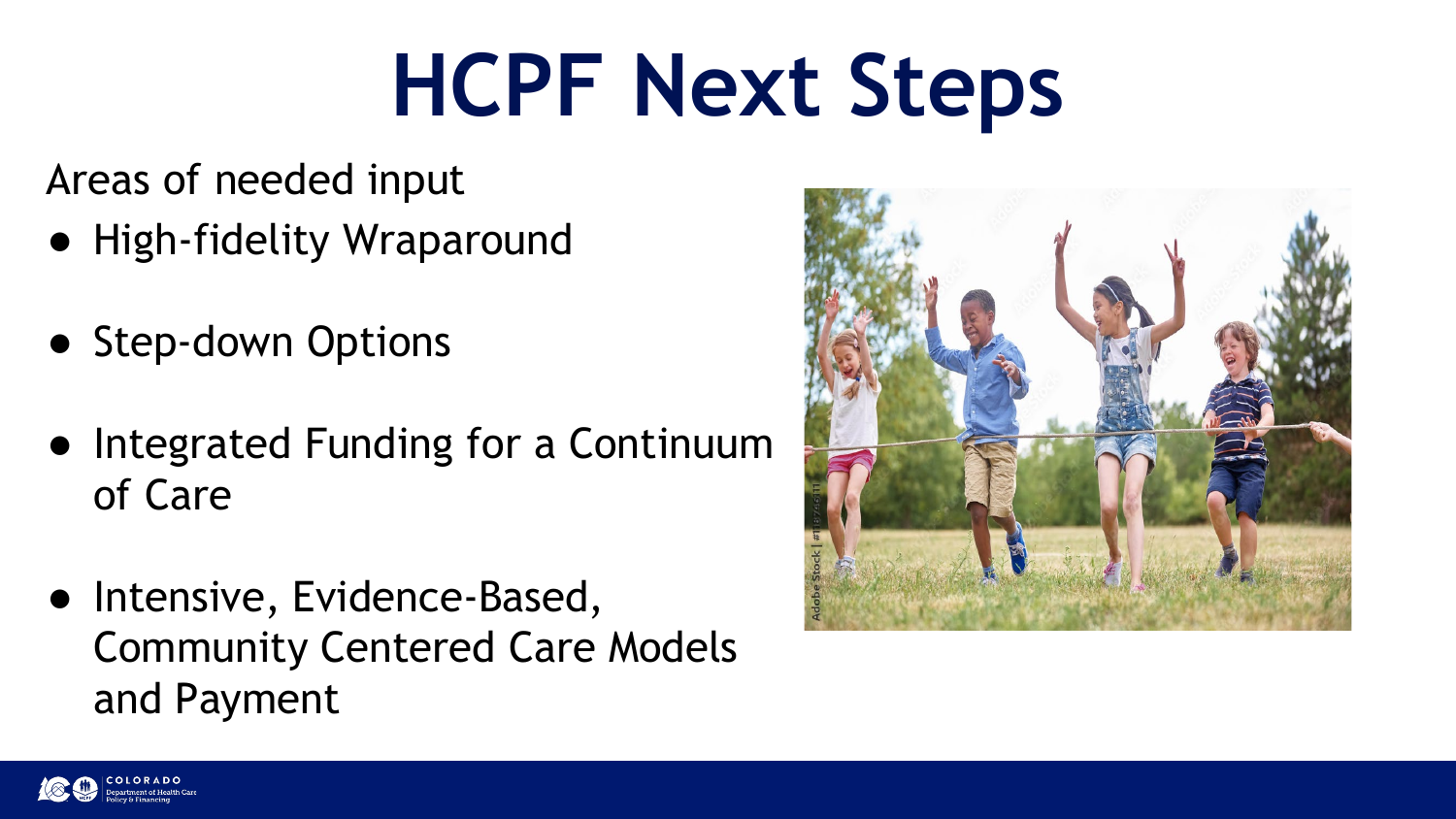# HCPF Next Steps

Areas of needed input

- High-fidelity Wraparound
- Step-down Options
- Integrated Funding for a Continuum of Care
- Intensive, Evidence-Based, Community Centered Care Models and Payment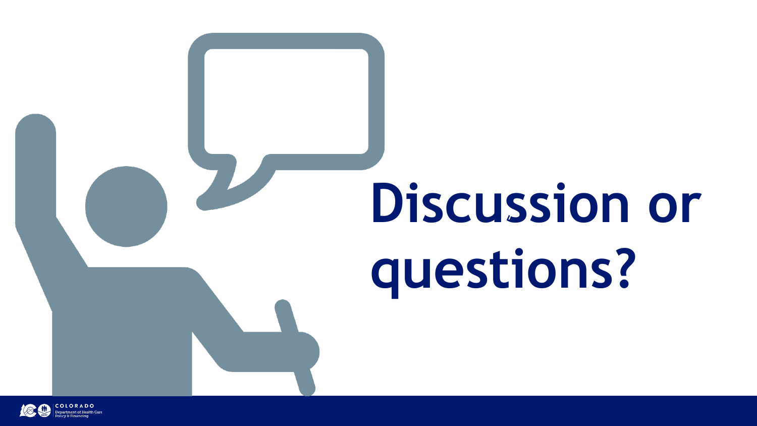# Discussion or questions?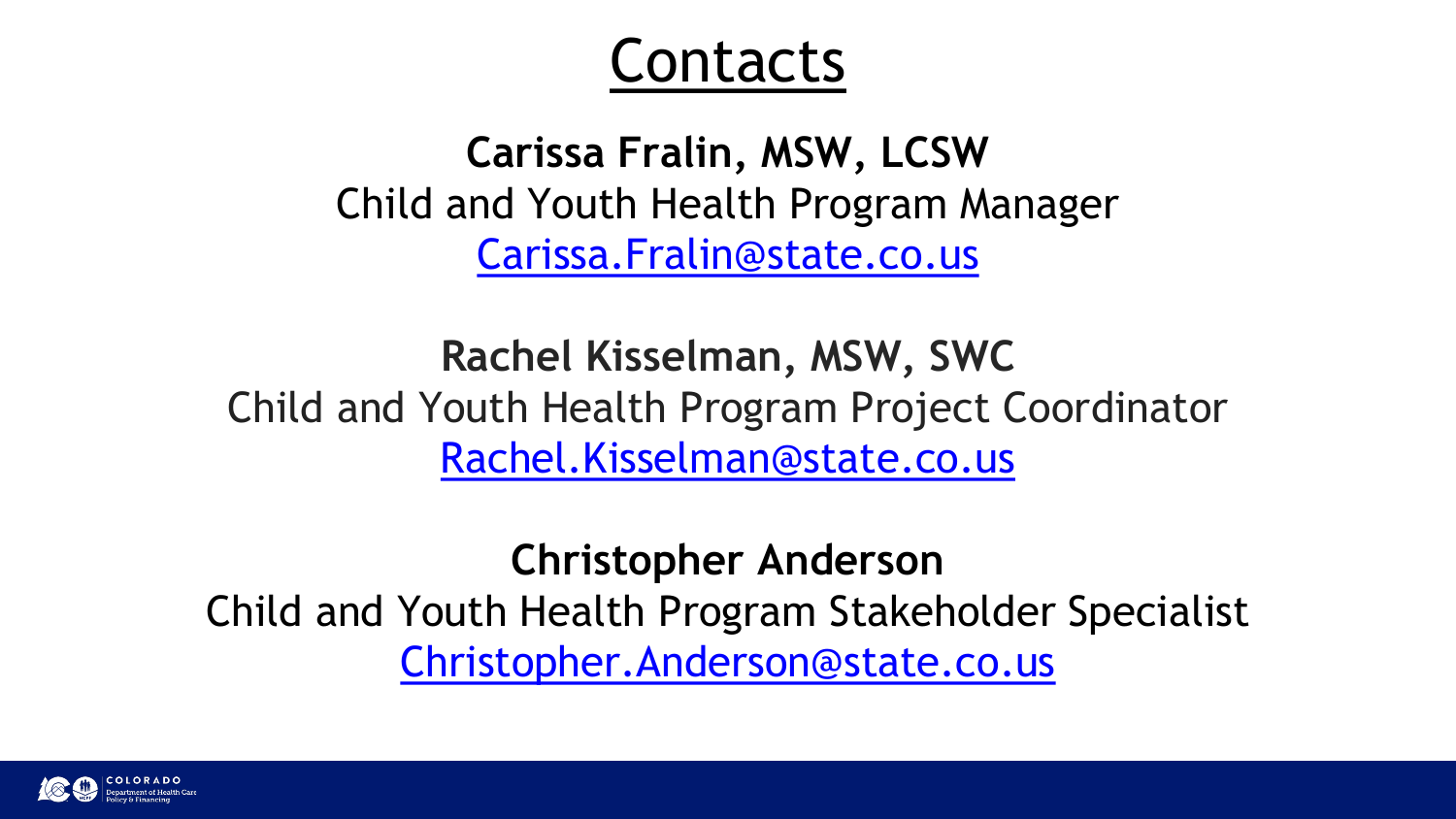# Contacts

**Carissa Fralin, MSW, LCSW**
Child and Youth Health Program Manager
Carissa.Fralin@state.co.us

**Rachel Kisselman, MSW, SWC**
Child and Youth Health Program Project Coordinator
Rachel.Kisselman@state.co.us

**Christopher Anderson**
Child and Youth Health Program Stakeholder Specialist
Christopher.Anderson@state.co.us